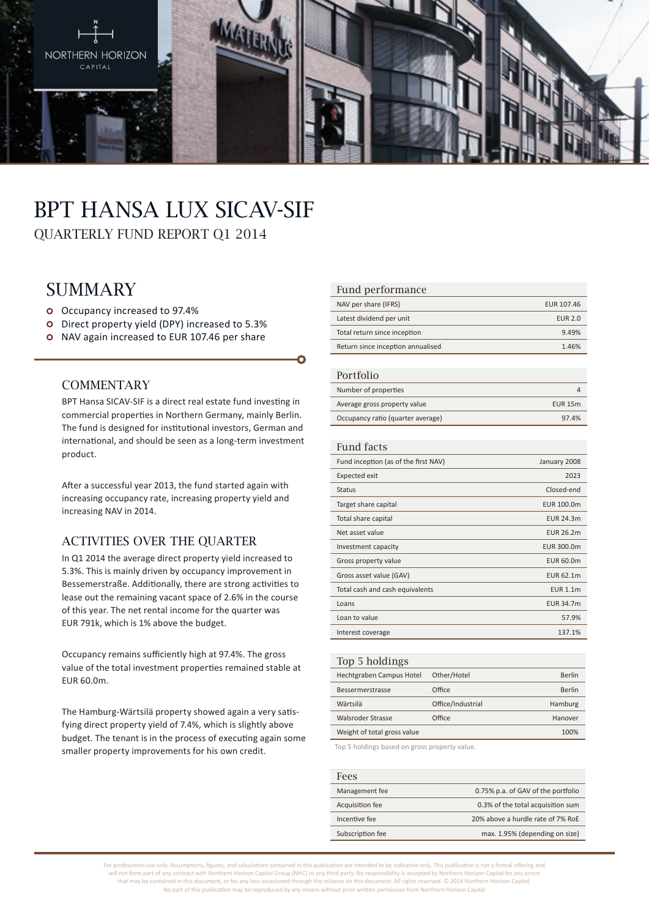NORTHERN HORIZON CAPITAL

# BPT HANSA LUX SICAV-SIF

## QUARTERLY FUND REPORT Q1 2014

## SUMMARY

- Occupancy increased to 97.4%
- Direct property yield (DPY) increased to 5.3%
- NAV again increased to EUR 107.46 per share

### COMMENTARY

BPT Hansa SICAV-SIF is a direct real estate fund investing in commercial properties in Northern Germany, mainly Berlin. The fund is designed for institutional investors, German and international, and should be seen as a long-term investment product.

After a successful year 2013, the fund started again with increasing occupancy rate, increasing property yield and increasing NAV in 2014.

### ACTIVITIES OVER THE QUARTER

In Q1 2014 the average direct property yield increased to 5.3%. This is mainly driven by occupancy improvement in Bessemerstraße. Additionally, there are strong activities to lease out the remaining vacant space of 2.6% in the course of this year. The net rental income for the quarter was EUR 791k, which is 1% above the budget.

Occupancy remains sufficiently high at 97.4%. The gross value of the total investment properties remained stable at EUR 60.0m.

The Hamburg-Wärtsilä property showed again a very satisfying direct property yield of 7.4%, which is slightly above budget. The tenant is in the process of executing again some smaller property improvements for his own credit.

| Fund performance | |
|---|---|
| NAV per share (IFRS) | EUR 107.46 |
| Latest dividend per unit | EUR 2.0 |
| Total return since inception | 9.49% |
| Return since inception annualised | 1.46% |

| Portfolio | |
|---|---|
| Number of properties | 4 |
| Average gross property value | EUR 15m |
| Occupancy ratio (quarter average) | 97.4% |

| Fund facts | |
|---|---|
| Fund inception (as of the first NAV) | January 2008 |
| Expected exit | 2023 |
| Status | Closed-end |
| Target share capital | EUR 100.0m |
| Total share capital | EUR 24.3m |
| Net asset value | EUR 26.2m |
| Investment capacity | EUR 300.0m |
| Gross property value | EUR 60.0m |
| Gross asset value (GAV) | EUR 62.1m |
| Total cash and cash equivalents | EUR 1.1m |
| Loans | EUR 34.7m |
| Loan to value | 57.9% |
| Interest coverage | 137.1% |

| Top 5 holdings | | |
|---|---|---|
| Hechtgraben Campus Hotel | Other/Hotel | Berlin |
| Bessermerstrasse | Office | Berlin |
| Wärtsilä | Office/Industrial | Hamburg |
| Walsroder Strasse | Office | Hanover |
| Weight of total gross value | | 100% |

Top 5 holdings based on gross property value.

| Fees | |
|---|---|
| Management fee | 0.75% p.a. of GAV of the portfolio |
| Acquisition fee | 0.3% of the total acquisition sum |
| Incentive fee | 20% above a hurdle rate of 7% RoE |
| Subscription fee | max. 1.95% (depending on size) |

For professional use only. Assumptions, figures, and calculations contained in this publication are intended to be indicative only. This publication is not a formal offering and will not form part of any contract with Northern Horizon Capital Group (NHC) or any third party. No responsibility is accepted by Northern Horizon Capital for any errors that may be contained in this document, or for any loss occasioned through the reliance on this document. All rights reserved. © 2014 Northern Horizon Capital. No part of this publication may be reproduced by any means without prior written permission from Northern Horizon Capital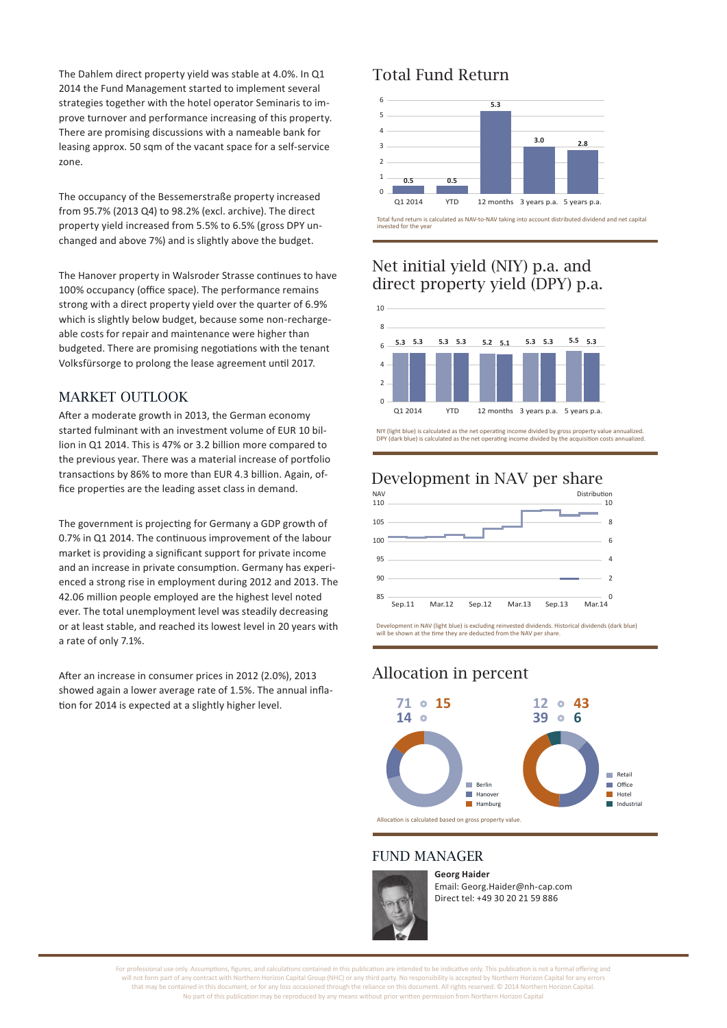The Dahlem direct property yield was stable at 4.0%. In Q1 2014 the Fund Management started to implement several strategies together with the hotel operator Seminaris to improve turnover and performance increasing of this property. There are promising discussions with a nameable bank for leasing approx. 50 sqm of the vacant space for a self-service zone.

The occupancy of the Bessemerstraße property increased from 95.7% (2013 Q4) to 98.2% (excl. archive). The direct property yield increased from 5.5% to 6.5% (gross DPY unchanged and above 7%) and is slightly above the budget.

The Hanover property in Walsroder Strasse continues to have 100% occupancy (office space). The performance remains strong with a direct property yield over the quarter of 6.9% which is slightly below budget, because some non-rechargeable costs for repair and maintenance were higher than budgeted. There are promising negotiations with the tenant Volksfürsorge to prolong the lease agreement until 2017.

## MARKET OUTLOOK

After a moderate growth in 2013, the German economy started fulminant with an investment volume of EUR 10 billion in Q1 2014. This is 47% or 3.2 billion more compared to the previous year. There was a material increase of portfolio transactions by 86% to more than EUR 4.3 billion. Again, office properties are the leading asset class in demand.

The government is projecting for Germany a GDP growth of 0.7% in Q1 2014. The continuous improvement of the labour market is providing a significant support for private income and an increase in private consumption. Germany has experienced a strong rise in employment during 2012 and 2013. The 42.06 million people employed are the highest level noted ever. The total unemployment level was steadily decreasing or at least stable, and reached its lowest level in 20 years with a rate of only 7.1%.

After an increase in consumer prices in 2012 (2.0%), 2013 showed again a lower average rate of 1.5%. The annual inflation for 2014 is expected at a slightly higher level.

## Total Fund Return

0.5
0.5
5.3
3.0
2.8

Q1 2014
YTD
12 months
3 years p.a.
5 years p.a.

Total fund return is calculated as NAV-to-NAV taking into account distributed dividend and net capital invested for the year

## Net initial yield (NIY) p.a. and direct property yield (DPY) p.a.

5.3 5.3
5.3 5.3
5.2 5.1
5.3 5.3
5.5 5.3

Q1 2014
YTD
12 months
3 years p.a.
5 years p.a.

NIY (light blue) is calculated as the net operating income divided by gross property value annualized.
DPY (dark blue) is calculated as the net operating income divided by the acquisition costs annualized.

## Development in NAV per share

NAV
Distribution

Sep.11
Mar.12
Sep.12
Mar.13
Sep.13
Mar.14

Development in NAV (light blue) is excluding reinvested dividends. Historical dividends (dark blue) will be shown at the time they are deducted from the NAV per share.

## Allocation in percent

71 15
14

Berlin
Hanover
Hamburg

12 43
39 6

Retail
Office
Hotel
Industrial

Allocation is calculated based on gross property value.

## FUND MANAGER

**Georg Haider**
Email: Georg.Haider@nh-cap.com
Direct tel: +49 30 20 21 59 886

For professional use only. Assumptions, figures, and calculations contained in this publication are intended to be indicative only. This publication is not a formal offering and will not form part of any contract with Northern Horizon Capital Group (NHC) or any third party. No responsibility is accepted by Northern Horizon Capital for any errors that may be contained in this document, or for any loss occasioned through the reliance on this document. All rights reserved. © 2014 Northern Horizon Capital. No part of this publication may be reproduced by any means without prior written permission from Northern Horizon Capital